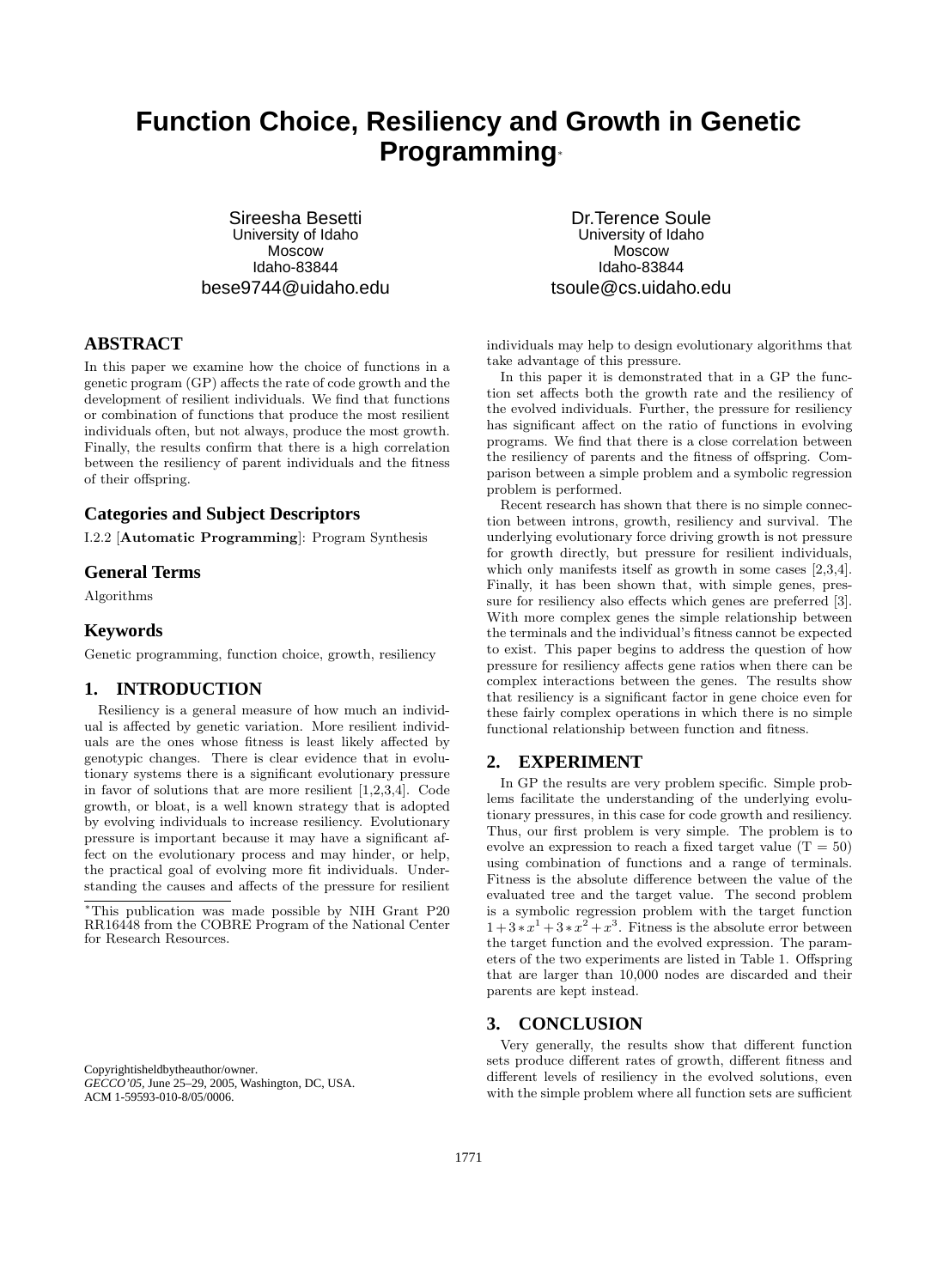# Function Choice, Resiliency and Growth in Genetic Programming*

Sireesha Besetti
University of Idaho
Moscow
Idaho-83844
bese9744@uidaho.edu

Dr.Terence Soule
University of Idaho
Moscow
Idaho-83844
tsoule@cs.uidaho.edu

## ABSTRACT

In this paper we examine how the choice of functions in a genetic program (GP) affects the rate of code growth and the development of resilient individuals. We find that functions or combination of functions that produce the most resilient individuals often, but not always, produce the most growth. Finally, the results confirm that there is a high correlation between the resiliency of parent individuals and the fitness of their offspring.

## Categories and Subject Descriptors

I.2.2 [**Automatic Programming**]: Program Synthesis

## General Terms

Algorithms

## Keywords

Genetic programming, function choice, growth, resiliency

## 1. INTRODUCTION

Resiliency is a general measure of how much an individual is affected by genetic variation. More resilient individuals are the ones whose fitness is least likely affected by genotypic changes. There is clear evidence that in evolutionary systems there is a significant evolutionary pressure in favor of solutions that are more resilient [1,2,3,4]. Code growth, or bloat, is a well known strategy that is adopted by evolving individuals to increase resiliency. Evolutionary pressure is important because it may have a significant affect on the evolutionary process and may hinder, or help, the practical goal of evolving more fit individuals. Understanding the causes and affects of the pressure for resilient individuals may help to design evolutionary algorithms that take advantage of this pressure.

In this paper it is demonstrated that in a GP the function set affects both the growth rate and the resiliency of the evolved individuals. Further, the pressure for resiliency has significant affect on the ratio of functions in evolving programs. We find that there is a close correlation between the resiliency of parents and the fitness of offspring. Comparison between a simple problem and a symbolic regression problem is performed.

Recent research has shown that there is no simple connection between introns, growth, resiliency and survival. The underlying evolutionary force driving growth is not pressure for growth directly, but pressure for resilient individuals, which only manifests itself as growth in some cases [2,3,4]. Finally, it has been shown that, with simple genes, pressure for resiliency also effects which genes are preferred [3]. With more complex genes the simple relationship between the terminals and the individual's fitness cannot be expected to exist. This paper begins to address the question of how pressure for resiliency affects gene ratios when there can be complex interactions between the genes. The results show that resiliency is a significant factor in gene choice even for these fairly complex operations in which there is no simple functional relationship between function and fitness.

## 2. EXPERIMENT

In GP the results are very problem specific. Simple problems facilitate the understanding of the underlying evolutionary pressures, in this case for code growth and resiliency. Thus, our first problem is very simple. The problem is to evolve an expression to reach a fixed target value (T = 50) using combination of functions and a range of terminals. Fitness is the absolute difference between the value of the evaluated tree and the target value. The second problem is a symbolic regression problem with the target function $1+3*x^1+3*x^2+x^3$. Fitness is the absolute error between the target function and the evolved expression. The parameters of the two experiments are listed in Table 1. Offspring that are larger than 10,000 nodes are discarded and their parents are kept instead.

## 3. CONCLUSION

Very generally, the results show that different function sets produce different rates of growth, different fitness and different levels of resiliency in the evolved solutions, even with the simple problem where all function sets are sufficient

*This publication was made possible by NIH Grant P20 RR16448 from the COBRE Program of the National Center for Research Resources.

Copyrightisheldbytheauthor/owner.
*GECCO'05,* June 25–29, 2005, Washington, DC, USA.
ACM 1-59593-010-8/05/0006.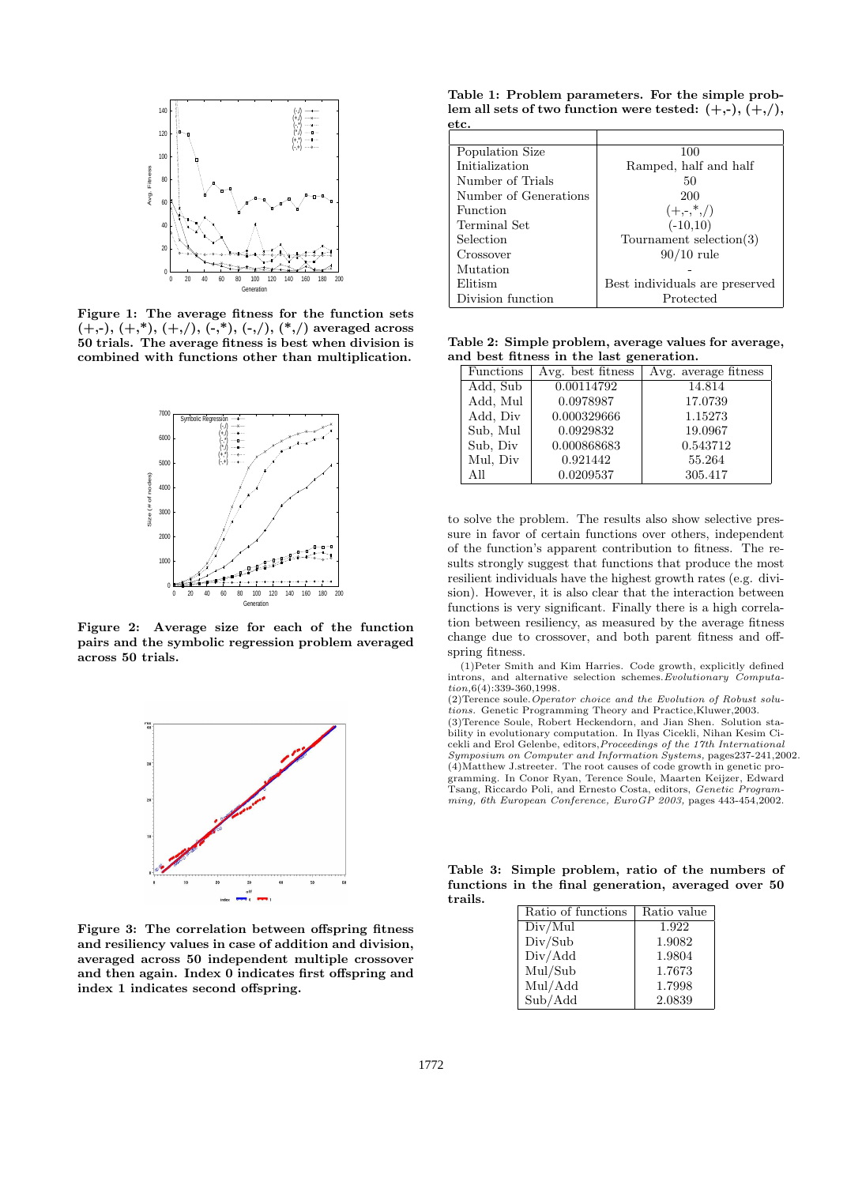140
120
100
80
60
40
20
0
Avg. Fitness
0 20 40 60 80 100 120 140 160 180 200
Generation
(-,/)
(+,/)
(-,*)
(*,/)
(+,*)
(+,-)

**Figure 1: The average fitness for the function sets (+,-), (+,*), (+,/), (-,*), (-,/), (*,/) averaged across 50 trials. The average fitness is best when division is combined with functions other than multiplication.**

7000
6000
5000
4000
3000
2000
1000
0
Size (# of nodes)
0 20 40 60 80 100 120 140 160 180 200
Generation
Symbolic Regression
(-,/)
(+,/)
(-,*)
(*,/)
(+,*)
(+,-)

**Figure 2: Average size for each of the function pairs and the symbolic regression problem averaged across 50 trials.**

res
40
30
20
10
0
0 10 20 30 40 50 60
off
index 0 1

**Figure 3: The correlation between offspring fitness and resiliency values in case of addition and division, averaged across 50 independent multiple crossover and then again. Index 0 indicates first offspring and index 1 indicates second offspring.**

**Table 1: Problem parameters. For the simple problem all sets of two function were tested: (+,-), (+,/), etc.**

| | |
|---|---|
| Population Size | 100 |
| Initialization | Ramped, half and half |
| Number of Trials | 50 |
| Number of Generations | 200 |
| Function | (+,-,*,/) |
| Terminal Set | (-10,10) |
| Selection | Tournament selection(3) |
| Crossover | 90/10 rule |
| Mutation | - |
| Elitism | Best individuals are preserved |
| Division function | Protected |

**Table 2: Simple problem, average values for average, and best fitness in the last generation.**

| Functions | Avg. best fitness | Avg. average fitness |
|---|---|---|
| Add, Sub | 0.00114792 | 14.814 |
| Add, Mul | 0.0978987 | 17.0739 |
| Add, Div | 0.000329666 | 1.15273 |
| Sub, Mul | 0.0929832 | 19.0967 |
| Sub, Div | 0.000868683 | 0.543712 |
| Mul, Div | 0.921442 | 55.264 |
| All | 0.0209537 | 305.417 |

to solve the problem. The results also show selective pressure in favor of certain functions over others, independent of the function's apparent contribution to fitness. The results strongly suggest that functions that produce the most resilient individuals have the highest growth rates (e.g. division). However, it is also clear that the interaction between functions is very significant. Finally there is a high correlation between resiliency, as measured by the average fitness change due to crossover, and both parent fitness and offspring fitness.

(1)Peter Smith and Kim Harries. Code growth, explicitly defined introns, and alternative selection schemes.*Evolutionary Computation*,6(4):339-360,1998.
(2)Terence soule.*Operator choice and the Evolution of Robust solutions.* Genetic Programming Theory and Practice,Kluwer,2003.
(3)Terence Soule, Robert Heckendorn, and Jian Shen. Solution stability in evolutionary computation. In Ilyas Cicekli, Nihan Kesim Cicekli and Erol Gelenbe, editors,*Proceedings of the 17th International Symposium on Computer and Information Systems,* pages237-241,2002.
(4)Matthew J.streeter. The root causes of code growth in genetic programming. In Conor Ryan, Terence Soule, Maarten Keijzer, Edward Tsang, Riccardo Poli, and Ernesto Costa, editors, *Genetic Programming, 6th European Conference, EuroGP 2003,* pages 443-454,2002.

**Table 3: Simple problem, ratio of the numbers of functions in the final generation, averaged over 50 trails.**

| Ratio of functions | Ratio value |
|---|---|
| Div/Mul | 1.922 |
| Div/Sub | 1.9082 |
| Div/Add | 1.9804 |
| Mul/Sub | 1.7673 |
| Mul/Add | 1.7998 |
| Sub/Add | 2.0839 |